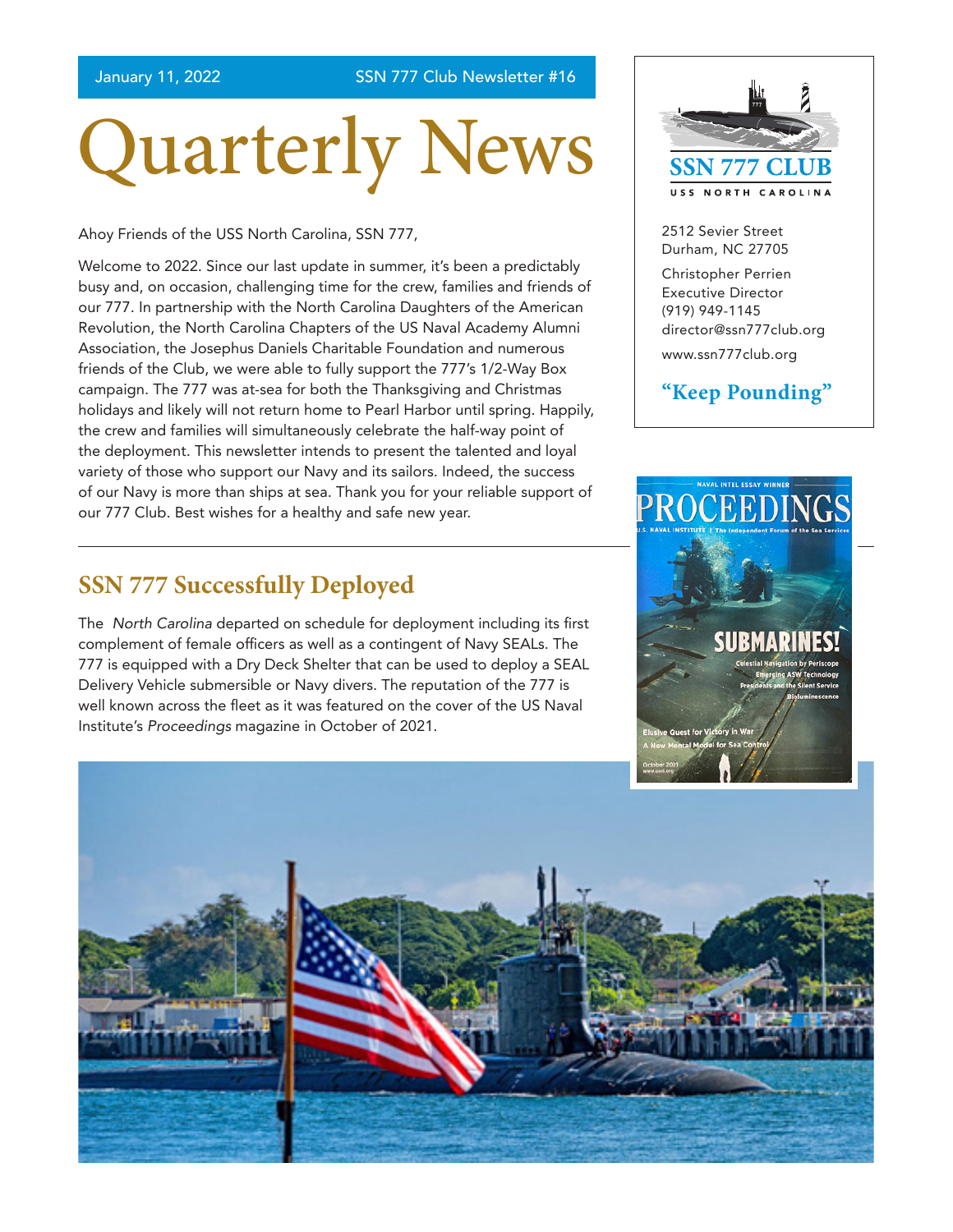January 11, 2022 SSN 777 Club Newsletter #16

# Quarterly News

Ahoy Friends of the USS North Carolina, SSN 777,

Welcome to 2022. Since our last update in summer, it's been a predictably busy and, on occasion, challenging time for the crew, families and friends of our 777. In partnership with the North Carolina Daughters of the American Revolution, the North Carolina Chapters of the US Naval Academy Alumni Association, the Josephus Daniels Charitable Foundation and numerous friends of the Club, we were able to fully support the 777's 1/2-Way Box campaign. The 777 was at-sea for both the Thanksgiving and Christmas holidays and likely will not return home to Pearl Harbor until spring. Happily, the crew and families will simultaneously celebrate the half-way point of the deployment. This newsletter intends to present the talented and loyal variety of those who support our Navy and its sailors. Indeed, the success of our Navy is more than ships at sea. Thank you for your reliable support of our 777 Club. Best wishes for a healthy and safe new year.

SSN 777 CLUB
USS NORTH CAROLINA

2512 Sevier Street
Durham, NC 27705

Christopher Perrien
Executive Director
(919) 949-1145
director@ssn777club.org

www.ssn777club.org

**"Keep Pounding"**

## SSN 777 Successfully Deployed

The *North Carolina* departed on schedule for deployment including its first complement of female officers as well as a contingent of Navy SEALs. The 777 is equipped with a Dry Deck Shelter that can be used to deploy a SEAL Delivery Vehicle submersible or Navy divers. The reputation of the 777 is well known across the fleet as it was featured on the cover of the US Naval Institute's *Proceedings* magazine in October of 2021.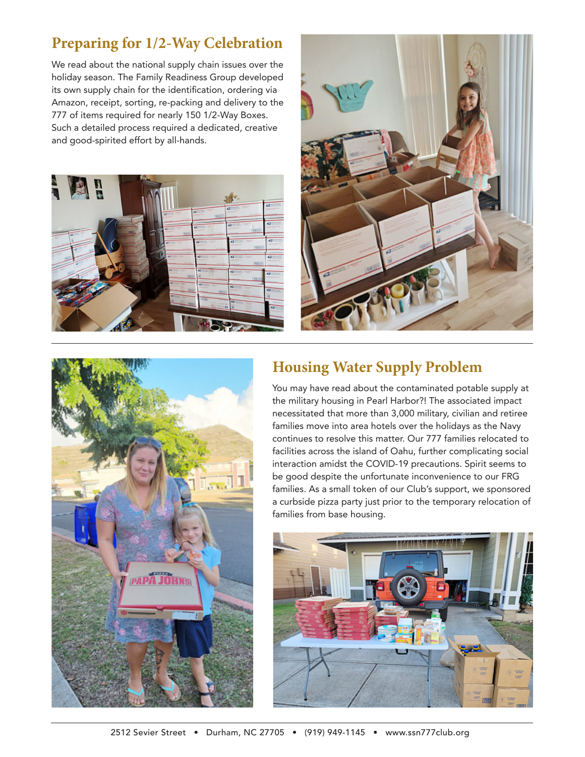## Preparing for 1/2-Way Celebration

We read about the national supply chain issues over the holiday season. The Family Readiness Group developed its own supply chain for the identification, ordering via Amazon, receipt, sorting, re-packing and delivery to the 777 of items required for nearly 150 1/2-Way Boxes. Such a detailed process required a dedicated, creative and good-spirited effort by all-hands.

## Housing Water Supply Problem

You may have read about the contaminated potable supply at the military housing in Pearl Harbor?! The associated impact necessitated that more than 3,000 military, civilian and retiree families move into area hotels over the holidays as the Navy continues to resolve this matter. Our 777 families relocated to facilities across the island of Oahu, further complicating social interaction amidst the COVID-19 precautions. Spirit seems to be good despite the unfortunate inconvenience to our FRG families. As a small token of our Club's support, we sponsored a curbside pizza party just prior to the temporary relocation of families from base housing.

2512 Sevier Street • Durham, NC 27705 • (919) 949-1145 • www.ssn777club.org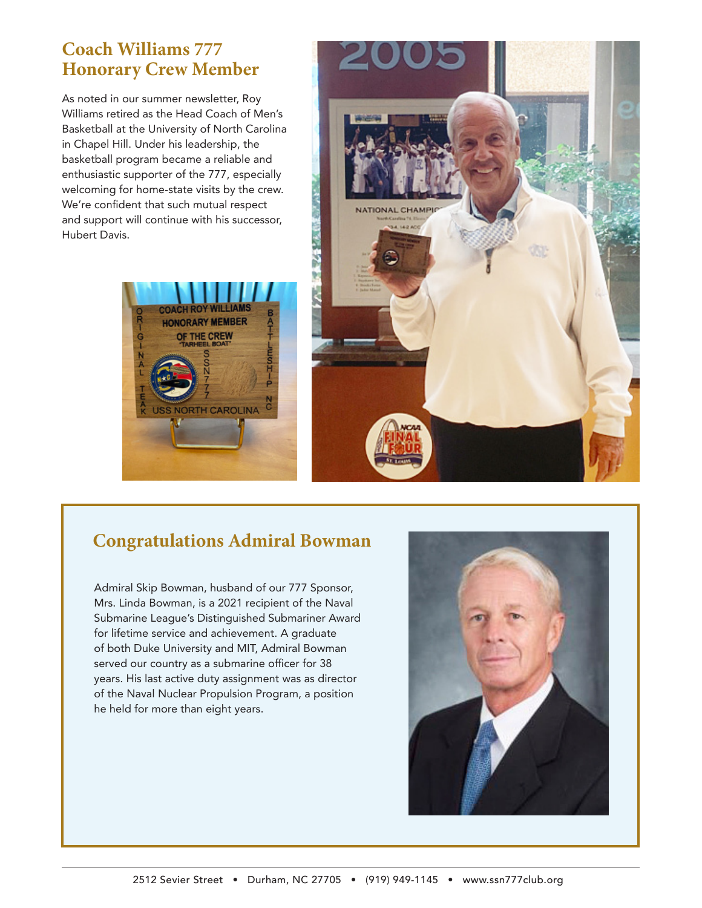## Coach Williams 777 Honorary Crew Member

As noted in our summer newsletter, Roy Williams retired as the Head Coach of Men's Basketball at the University of North Carolina in Chapel Hill. Under his leadership, the basketball program became a reliable and enthusiastic supporter of the 777, especially welcoming for home-state visits by the crew. We're confident that such mutual respect and support will continue with his successor, Hubert Davis.

## Congratulations Admiral Bowman

Admiral Skip Bowman, husband of our 777 Sponsor, Mrs. Linda Bowman, is a 2021 recipient of the Naval Submarine League's Distinguished Submariner Award for lifetime service and achievement. A graduate of both Duke University and MIT, Admiral Bowman served our country as a submarine officer for 38 years. His last active duty assignment was as director of the Naval Nuclear Propulsion Program, a position he held for more than eight years.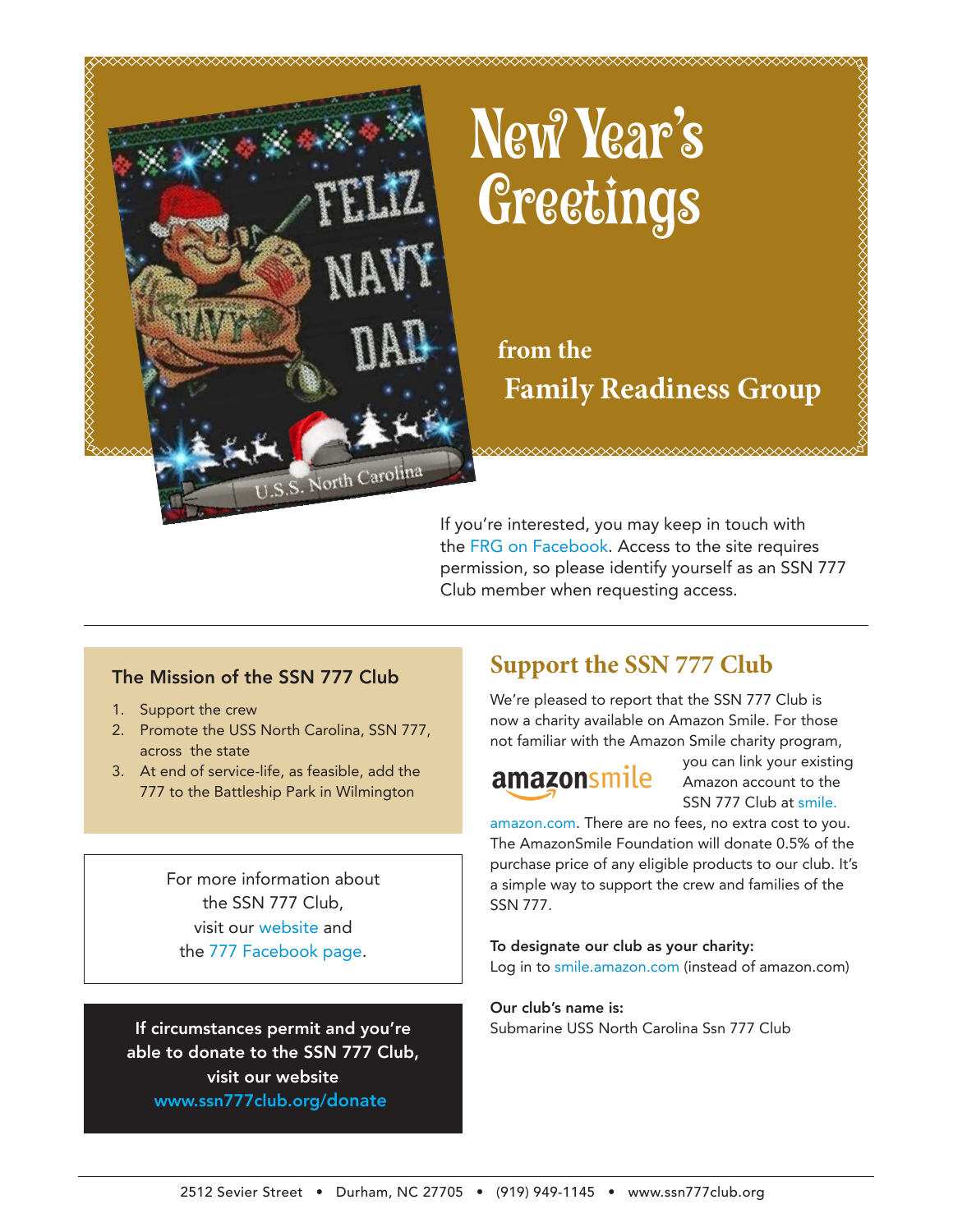# New Year's Greetings

**from the Family Readiness Group**

If you're interested, you may keep in touch with the FRG on Facebook. Access to the site requires permission, so please identify yourself as an SSN 777 Club member when requesting access.

---

### The Mission of the SSN 777 Club

1. Support the crew
2. Promote the USS North Carolina, SSN 777, across the state
3. At end of service-life, as feasible, add the 777 to the Battleship Park in Wilmington

For more information about the SSN 777 Club, visit our website and the 777 Facebook page.

**If circumstances permit and you're able to donate to the SSN 777 Club, visit our website www.ssn777club.org/donate**

## Support the SSN 777 Club

We're pleased to report that the SSN 777 Club is now a charity available on Amazon Smile. For those not familiar with the Amazon Smile charity program, you can link your existing Amazon account to the SSN 777 Club at smile.amazon.com. There are no fees, no extra cost to you. The AmazonSmile Foundation will donate 0.5% of the purchase price of any eligible products to our club. It's a simple way to support the crew and families of the SSN 777.

**To designate our club as your charity:**
Log in to smile.amazon.com (instead of amazon.com)

**Our club's name is:**
Submarine USS North Carolina Ssn 777 Club

2512 Sevier Street • Durham, NC 27705 • (919) 949-1145 • www.ssn777club.org